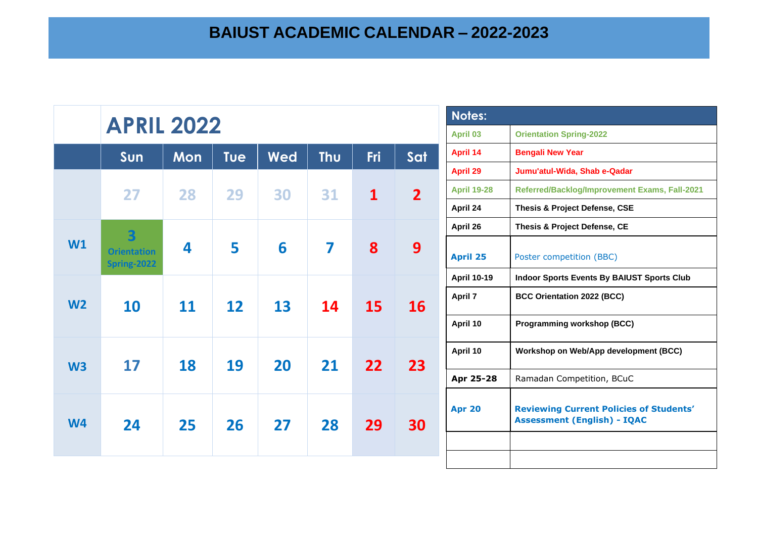# BAIUST ACADEMIC CALENDAR – 2022-2023

## APRIL 2022

| | Sun | Mon | Tue | Wed | Thu | Fri | Sat |
|---|---|---|---|---|---|---|---|
| | 27 | 28 | 29 | 30 | 31 | 1 | 2 |
| W1 | 3 Orientation Spring-2022 | 4 | 5 | 6 | 7 | 8 | 9 |
| W2 | 10 | 11 | 12 | 13 | 14 | 15 | 16 |
| W3 | 17 | 18 | 19 | 20 | 21 | 22 | 23 |
| W4 | 24 | 25 | 26 | 27 | 28 | 29 | 30 |

| Notes: | |
|---|---|
| April 03 | Orientation Spring-2022 |
| April 14 | Bengali New Year |
| April 29 | Jumu'atul-Wida, Shab e-Qadar |
| April 19-28 | Referred/Backlog/Improvement Exams, Fall-2021 |
| April 24 | Thesis & Project Defense, CSE |
| April 26 | Thesis & Project Defense, CE |
| April 25 | Poster competition (BBC) |
| April 10-19 | Indoor Sports Events By BAIUST Sports Club |
| April 7 | BCC Orientation 2022 (BCC) |
| April 10 | Programming workshop (BCC) |
| April 10 | Workshop on Web/App development (BCC) |
| Apr 25-28 | Ramadan Competition, BCuC |
| Apr 20 | Reviewing Current Policies of Students' Assessment (English) - IQAC |
| | |
| | |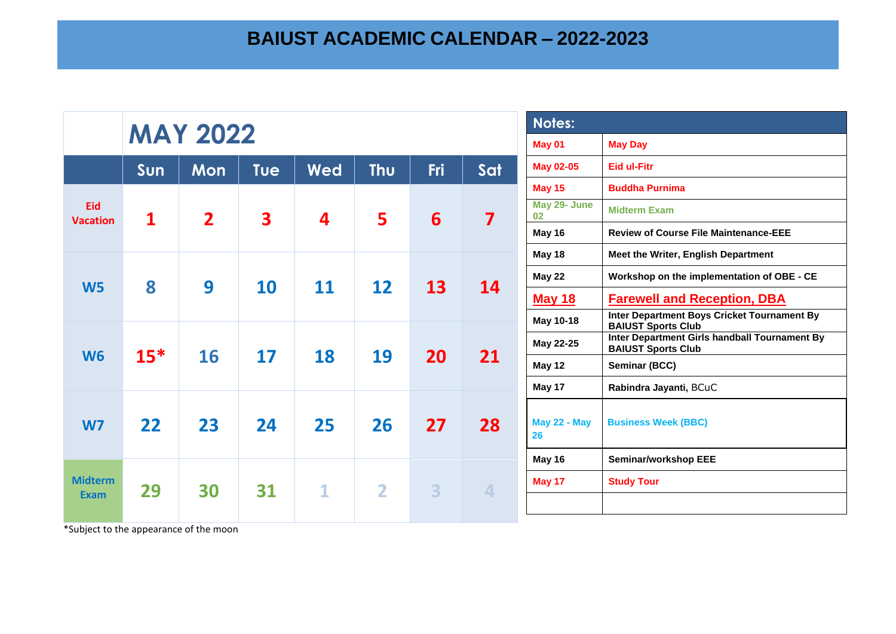# BAIUST ACADEMIC CALENDAR – 2022-2023

## MAY 2022

| | Sun | Mon | Tue | Wed | Thu | Fri | Sat |
|---|---|---|---|---|---|---|---|
| Eid Vacation | 1 | 2 | 3 | 4 | 5 | 6 | 7 |
| W5 | 8 | 9 | 10 | 11 | 12 | 13 | 14 |
| W6 | 15* | 16 | 17 | 18 | 19 | 20 | 21 |
| W7 | 22 | 23 | 24 | 25 | 26 | 27 | 28 |
| Midterm Exam | 29 | 30 | 31 | 1 | 2 | 3 | 4 |

*Subject to the appearance of the moon

**Notes:**

| | |
|---|---|
| May 01 | May Day |
| May 02-05 | Eid ul-Fitr |
| May 15 | Buddha Purnima |
| May 29- June 02 | Midterm Exam |
| May 16 | Review of Course File Maintenance-EEE |
| May 18 | Meet the Writer, English Department |
| May 22 | Workshop on the implementation of OBE - CE |
| May 18 | Farewell and Reception, DBA |
| May 10-18 | Inter Department Boys Cricket Tournament By BAIUST Sports Club |
| May 22-25 | Inter Department Girls handball Tournament By BAIUST Sports Club |
| May 12 | Seminar (BCC) |
| May 17 | Rabindra Jayanti, BCuC |
| May 22 - May 26 | Business Week (BBC) |
| May 16 | Seminar/workshop EEE |
| May 17 | Study Tour |
| | |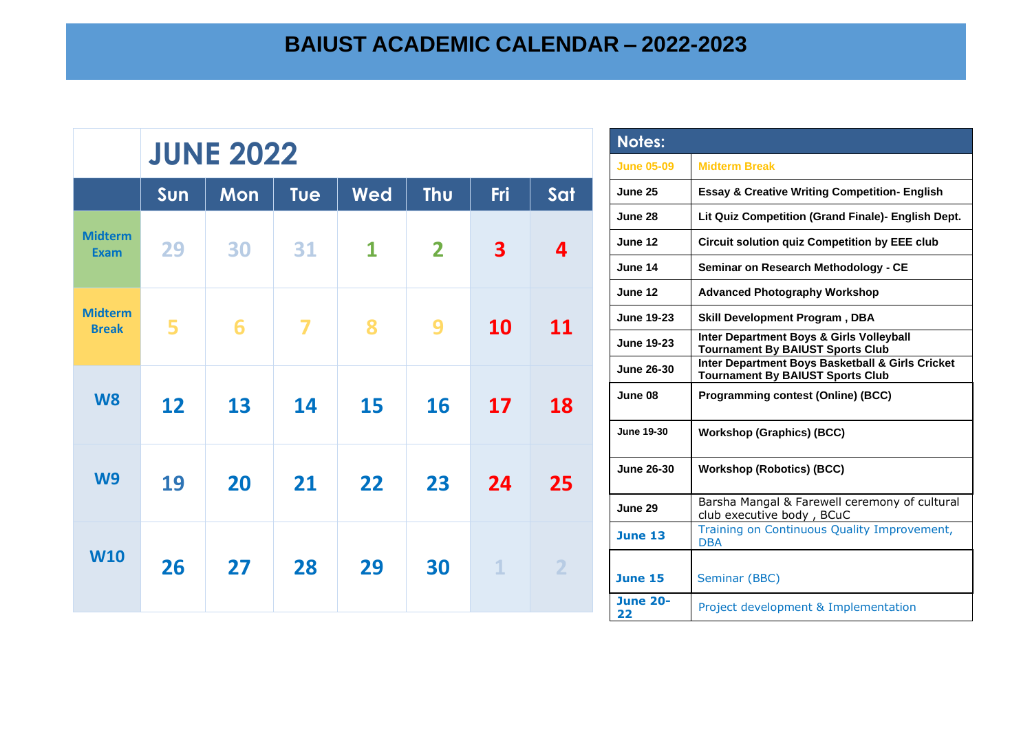# BAIUST ACADEMIC CALENDAR – 2022-2023

## JUNE 2022

| | Sun | Mon | Tue | Wed | Thu | Fri | Sat |
|---|---|---|---|---|---|---|---|
| Midterm Exam | 29 | 30 | 31 | 1 | 2 | 3 | 4 |
| Midterm Break | 5 | 6 | 7 | 8 | 9 | 10 | 11 |
| W8 | 12 | 13 | 14 | 15 | 16 | 17 | 18 |
| W9 | 19 | 20 | 21 | 22 | 23 | 24 | 25 |
| W10 | 26 | 27 | 28 | 29 | 30 | 1 | 2 |

**Notes:**

| | |
|---|---|
| June 05-09 | Midterm Break |
| June 25 | Essay & Creative Writing Competition- English |
| June 28 | Lit Quiz Competition (Grand Finale)- English Dept. |
| June 12 | Circuit solution quiz Competition by EEE club |
| June 14 | Seminar on Research Methodology - CE |
| June 12 | Advanced Photography Workshop |
| June 19-23 | Skill Development Program , DBA |
| June 19-23 | Inter Department Boys & Girls Volleyball Tournament By BAIUST Sports Club |
| June 26-30 | Inter Department Boys Basketball & Girls Cricket Tournament By BAIUST Sports Club |
| June 08 | Programming contest (Online) (BCC) |
| June 19-30 | Workshop (Graphics) (BCC) |
| June 26-30 | Workshop (Robotics) (BCC) |
| June 29 | Barsha Mangal & Farewell ceremony of cultural club executive body , BCuC |
| June 13 | Training on Continuous Quality Improvement, DBA |
| June 15 | Seminar (BBC) |
| June 20-22 | Project development & Implementation |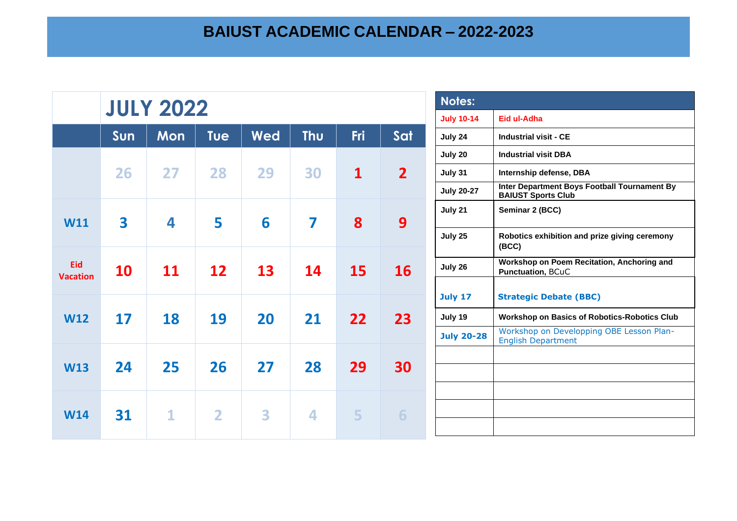# BAIUST ACADEMIC CALENDAR – 2022-2023

## JULY 2022

| | Sun | Mon | Tue | Wed | Thu | Fri | Sat |
|---|---|---|---|---|---|---|---|
| | 26 | 27 | 28 | 29 | 30 | 1 | 2 |
| W11 | 3 | 4 | 5 | 6 | 7 | 8 | 9 |
| Eid Vacation | 10 | 11 | 12 | 13 | 14 | 15 | 16 |
| W12 | 17 | 18 | 19 | 20 | 21 | 22 | 23 |
| W13 | 24 | 25 | 26 | 27 | 28 | 29 | 30 |
| W14 | 31 | 1 | 2 | 3 | 4 | 5 | 6 |

**Notes:**

| | |
|---|---|
| July 10-14 | Eid ul-Adha |
| July 24 | Industrial visit - CE |
| July 20 | Industrial visit DBA |
| July 31 | Internship defense, DBA |
| July 20-27 | Inter Department Boys Football Tournament By BAIUST Sports Club |
| July 21 | Seminar 2 (BCC) |
| July 25 | Robotics exhibition and prize giving ceremony (BCC) |
| July 26 | Workshop on Poem Recitation, Anchoring and Punctuation, BCuC |
| July 17 | Strategic Debate (BBC) |
| July 19 | Workshop on Basics of Robotics-Robotics Club |
| July 20-28 | Workshop on Developping OBE Lesson Plan-English Department |
| | |
| | |
| | |
| | |
| | |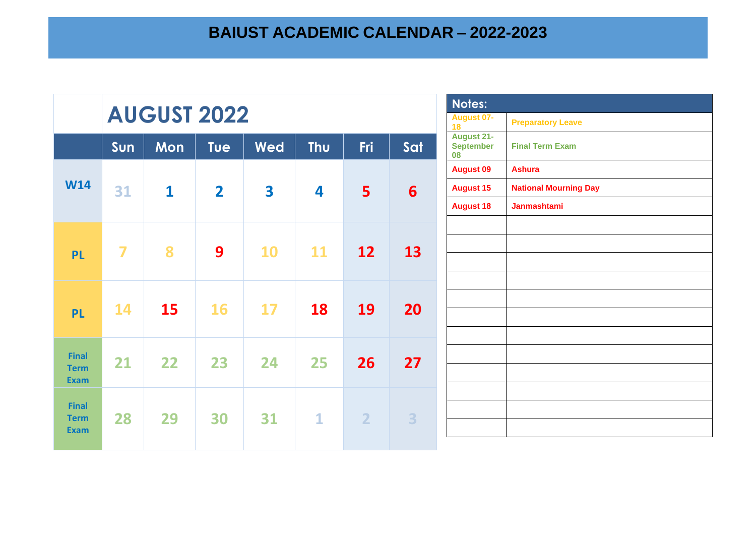# BAIUST ACADEMIC CALENDAR – 2022-2023

## AUGUST 2022

| | Sun | Mon | Tue | Wed | Thu | Fri | Sat |
|---|---|---|---|---|---|---|---|
| W14 | 31 | 1 | 2 | 3 | 4 | 5 | 6 |
| PL | 7 | 8 | 9 | 10 | 11 | 12 | 13 |
| PL | 14 | 15 | 16 | 17 | 18 | 19 | 20 |
| Final Term Exam | 21 | 22 | 23 | 24 | 25 | 26 | 27 |
| Final Term Exam | 28 | 29 | 30 | 31 | 1 | 2 | 3 |

**Notes:**

| | |
|---|---|
| August 07-18 | Preparatory Leave |
| August 21-September 08 | Final Term Exam |
| August 09 | Ashura |
| August 15 | National Mourning Day |
| August 18 | Janmashtami |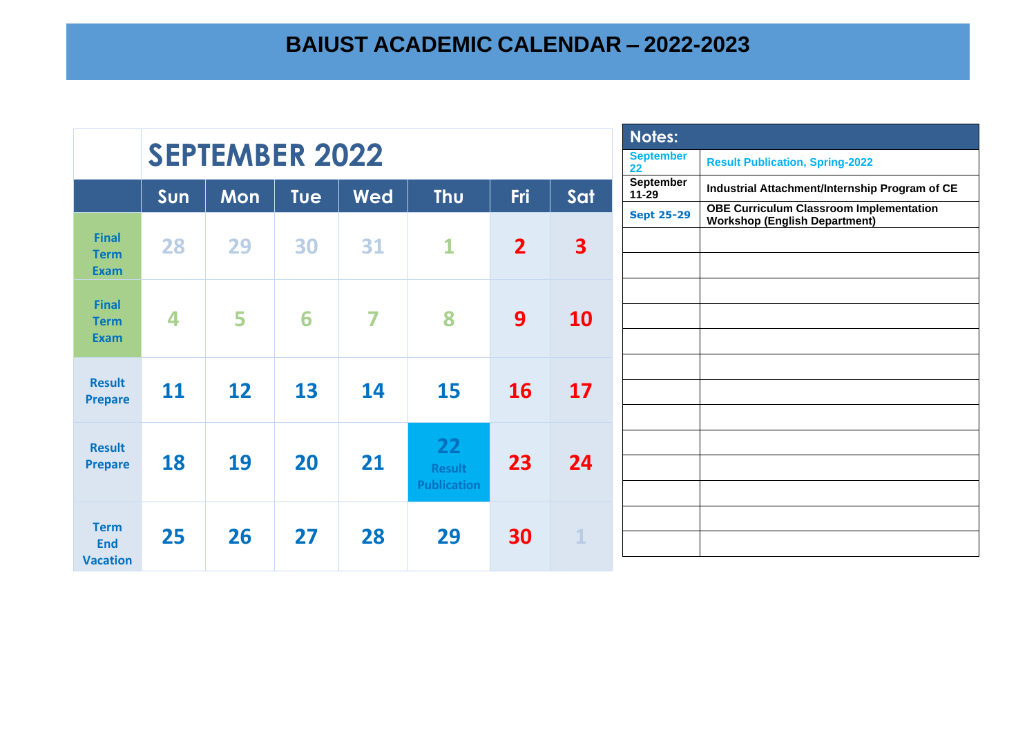# BAIUST ACADEMIC CALENDAR – 2022-2023

## SEPTEMBER 2022

| | Sun | Mon | Tue | Wed | Thu | Fri | Sat |
|---|---|---|---|---|---|---|---|
| Final Term Exam | 28 | 29 | 30 | 31 | 1 | 2 | 3 |
| Final Term Exam | 4 | 5 | 6 | 7 | 8 | 9 | 10 |
| Result Prepare | 11 | 12 | 13 | 14 | 15 | 16 | 17 |
| Result Prepare | 18 | 19 | 20 | 21 | 22 Result Publication | 23 | 24 |
| Term End Vacation | 25 | 26 | 27 | 28 | 29 | 30 | 1 |

| Notes: | |
|---|---|
| September 22 | Result Publication, Spring-2022 |
| September 11-29 | Industrial Attachment/Internship Program of CE |
| Sept 25-29 | OBE Curriculum Classroom Implementation Workshop (English Department) |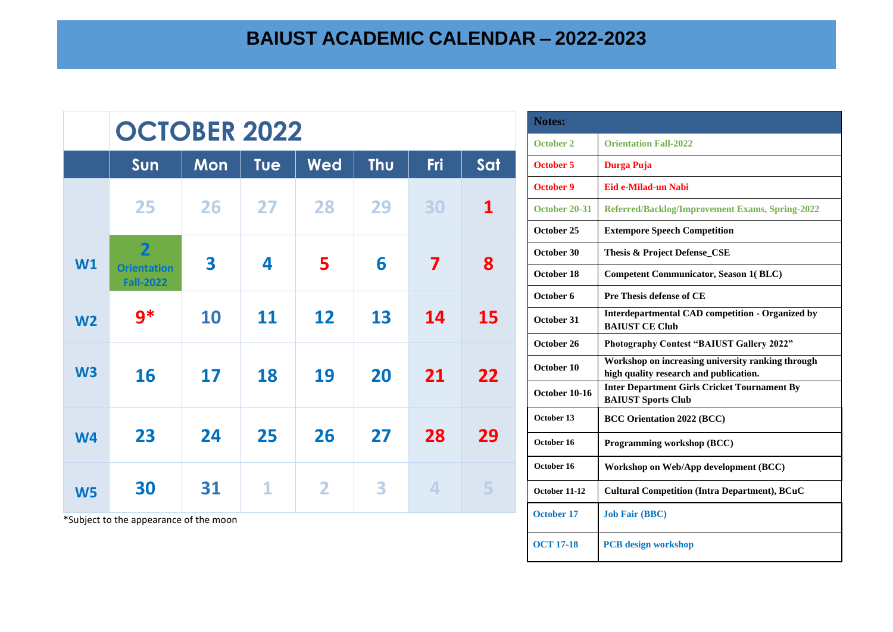# BAIUST ACADEMIC CALENDAR – 2022-2023

## OCTOBER 2022

| | Sun | Mon | Tue | Wed | Thu | Fri | Sat |
|---|---|---|---|---|---|---|---|
| | 25 | 26 | 27 | 28 | 29 | 30 | 1 |
| W1 | 2 Orientation Fall-2022 | 3 | 4 | 5 | 6 | 7 | 8 |
| W2 | 9* | 10 | 11 | 12 | 13 | 14 | 15 |
| W3 | 16 | 17 | 18 | 19 | 20 | 21 | 22 |
| W4 | 23 | 24 | 25 | 26 | 27 | 28 | 29 |
| W5 | 30 | 31 | 1 | 2 | 3 | 4 | 5 |

*Subject to the appearance of the moon

| Notes: | |
|---|---|
| October 2 | Orientation Fall-2022 |
| October 5 | Durga Puja |
| October 9 | Eid e-Milad-un Nabi |
| October 20-31 | Referred/Backlog/Improvement Exams, Spring-2022 |
| October 25 | Extempore Speech Competition |
| October 30 | Thesis & Project Defense_CSE |
| October 18 | Competent Communicator, Season 1( BLC) |
| October 6 | Pre Thesis defense of CE |
| October 31 | Interdepartmental CAD competition - Organized by BAIUST CE Club |
| October 26 | Photography Contest "BAIUST Gallery 2022" |
| October 10 | Workshop on increasing university ranking through high quality research and publication. |
| October 10-16 | Inter Department Girls Cricket Tournament By BAIUST Sports Club |
| October 13 | BCC Orientation 2022 (BCC) |
| October 16 | Programming workshop (BCC) |
| October 16 | Workshop on Web/App development (BCC) |
| October 11-12 | Cultural Competition (Intra Department), BCuC |
| October 17 | Job Fair (BBC) |
| OCT 17-18 | PCB design workshop |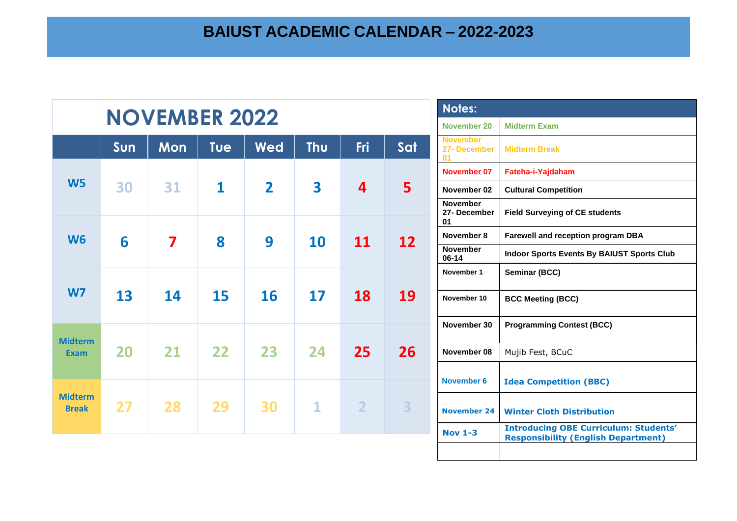# BAIUST ACADEMIC CALENDAR – 2022-2023

## NOVEMBER 2022

| | Sun | Mon | Tue | Wed | Thu | Fri | Sat |
|---|---|---|---|---|---|---|---|
| W5 | 30 | 31 | 1 | 2 | 3 | 4 | 5 |
| W6 | 6 | 7 | 8 | 9 | 10 | 11 | 12 |
| W7 | 13 | 14 | 15 | 16 | 17 | 18 | 19 |
| Midterm Exam | 20 | 21 | 22 | 23 | 24 | 25 | 26 |
| Midterm Break | 27 | 28 | 29 | 30 | 1 | 2 | 3 |

**Notes:**

| | |
|---|---|
| November 20 | Midterm Exam |
| November 27- December 01 | Midterm Break |
| November 07 | Fateha-i-Yajdaham |
| November 02 | Cultural Competition |
| November 27- December 01 | Field Surveying of CE students |
| November 8 | Farewell and reception program DBA |
| November 06-14 | Indoor Sports Events By BAIUST Sports Club |
| November 1 | Seminar (BCC) |
| November 10 | BCC Meeting (BCC) |
| November 30 | Programming Contest (BCC) |
| November 08 | Mujib Fest, BCuC |
| November 6 | Idea Competition (BBC) |
| November 24 | Winter Cloth Distribution |
| Nov 1-3 | Introducing OBE Curriculum: Students' Responsibility (English Department) |
| | |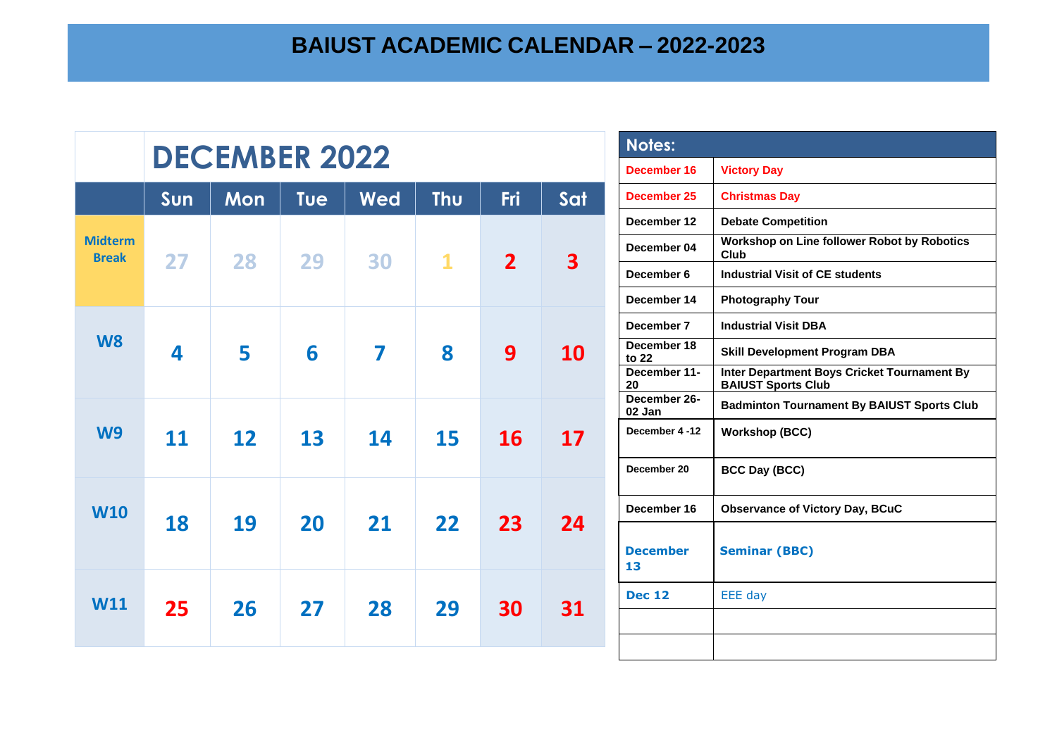# BAIUST ACADEMIC CALENDAR – 2022-2023

| | DECEMBER 2022 | | | | | | |
|---|---|---|---|---|---|---|---|
| | Sun | Mon | Tue | Wed | Thu | Fri | Sat |
| Midterm Break | 27 | 28 | 29 | 30 | 1 | 2 | 3 |
| W8 | 4 | 5 | 6 | 7 | 8 | 9 | 10 |
| W9 | 11 | 12 | 13 | 14 | 15 | 16 | 17 |
| W10 | 18 | 19 | 20 | 21 | 22 | 23 | 24 |
| W11 | 25 | 26 | 27 | 28 | 29 | 30 | 31 |

| Notes: | |
|---|---|
| December 16 | Victory Day |
| December 25 | Christmas Day |
| December 12 | Debate Competition |
| December 04 | Workshop on Line follower Robot by Robotics Club |
| December 6 | Industrial Visit of CE students |
| December 14 | Photography Tour |
| December 7 | Industrial Visit DBA |
| December 18 to 22 | Skill Development Program DBA |
| December 11-20 | Inter Department Boys Cricket Tournament By BAIUST Sports Club |
| December 26-02 Jan | Badminton Tournament By BAIUST Sports Club |
| December 4 -12 | Workshop (BCC) |
| December 20 | BCC Day (BCC) |
| December 16 | Observance of Victory Day, BCuC |
| December 13 | Seminar (BBC) |
| Dec 12 | EEE day |
| | |
| | |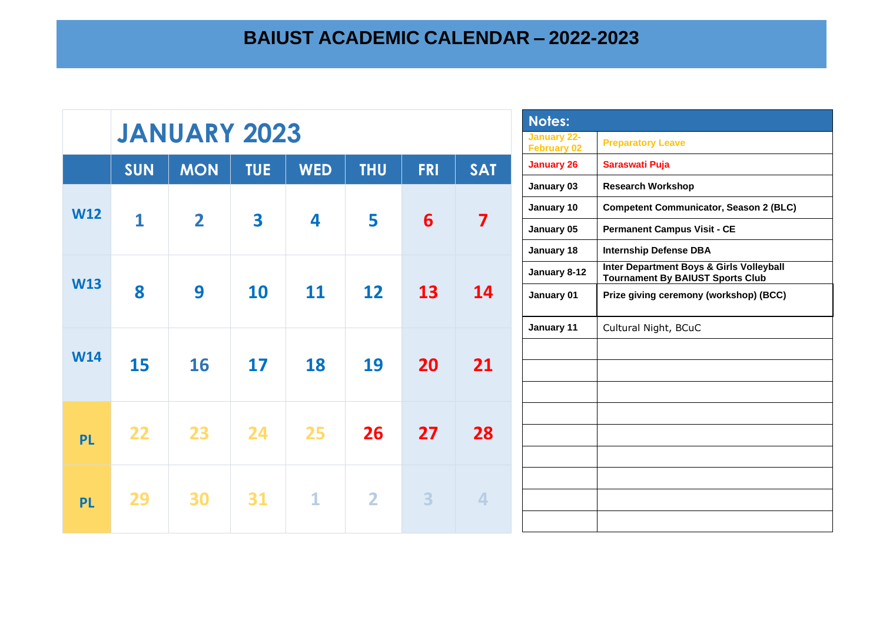# BAIUST ACADEMIC CALENDAR – 2022-2023

## JANUARY 2023

| | SUN | MON | TUE | WED | THU | FRI | SAT |
|---|---|---|---|---|---|---|---|
| W12 | 1 | 2 | 3 | 4 | 5 | 6 | 7 |
| W13 | 8 | 9 | 10 | 11 | 12 | 13 | 14 |
| W14 | 15 | 16 | 17 | 18 | 19 | 20 | 21 |
| PL | 22 | 23 | 24 | 25 | 26 | 27 | 28 |
| PL | 29 | 30 | 31 | 1 | 2 | 3 | 4 |

| Notes: | |
|---|---|
| January 22-February 02 | Preparatory Leave |
| January 26 | Saraswati Puja |
| January 03 | Research Workshop |
| January 10 | Competent Communicator, Season 2 (BLC) |
| January 05 | Permanent Campus Visit - CE |
| January 18 | Internship Defense DBA |
| January 8-12 | Inter Department Boys & Girls Volleyball Tournament By BAIUST Sports Club |
| January 01 | Prize giving ceremony (workshop) (BCC) |
| January 11 | Cultural Night, BCuC |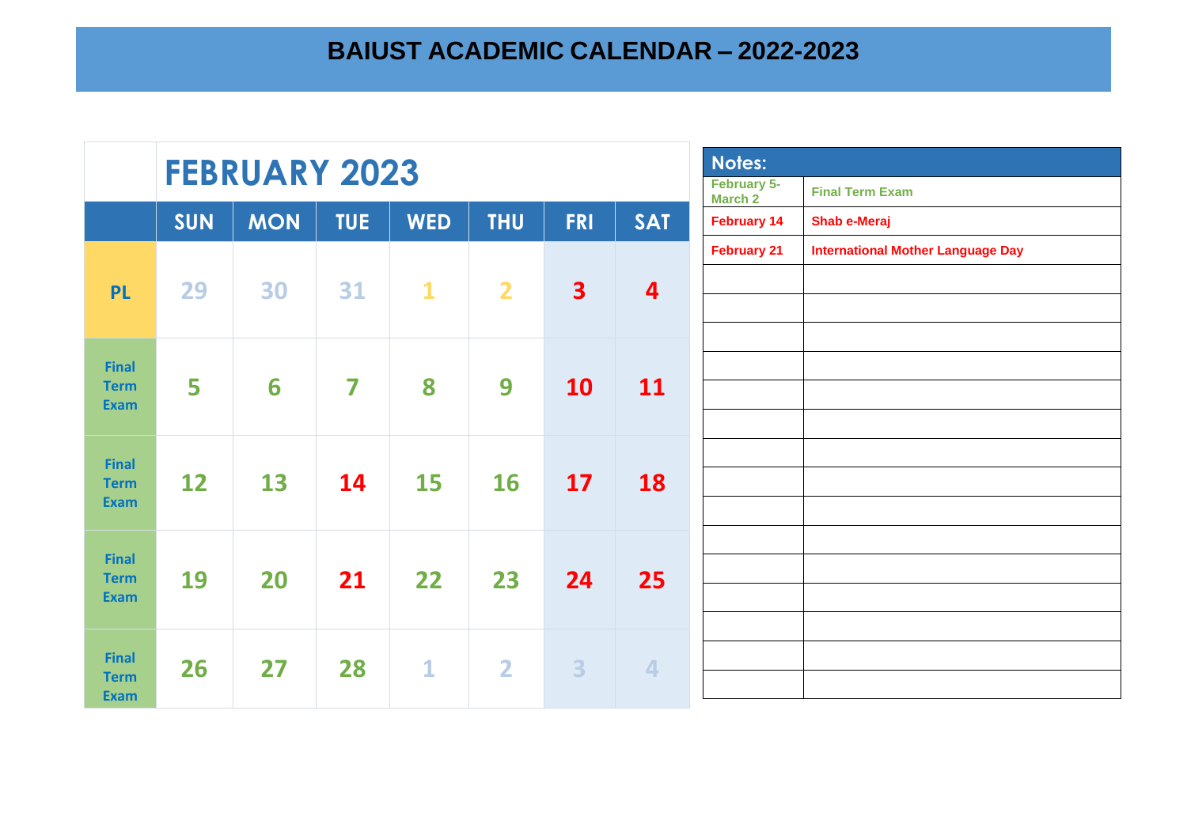# BAIUST ACADEMIC CALENDAR – 2022-2023

## FEBRUARY 2023

| | SUN | MON | TUE | WED | THU | FRI | SAT |
|---|---|---|---|---|---|---|---|
| PL | 29 | 30 | 31 | 1 | 2 | 3 | 4 |
| Final Term Exam | 5 | 6 | 7 | 8 | 9 | 10 | 11 |
| Final Term Exam | 12 | 13 | 14 | 15 | 16 | 17 | 18 |
| Final Term Exam | 19 | 20 | 21 | 22 | 23 | 24 | 25 |
| Final Term Exam | 26 | 27 | 28 | 1 | 2 | 3 | 4 |

| Notes: | |
|---|---|
| February 5- March 2 | Final Term Exam |
| February 14 | Shab e-Meraj |
| February 21 | International Mother Language Day |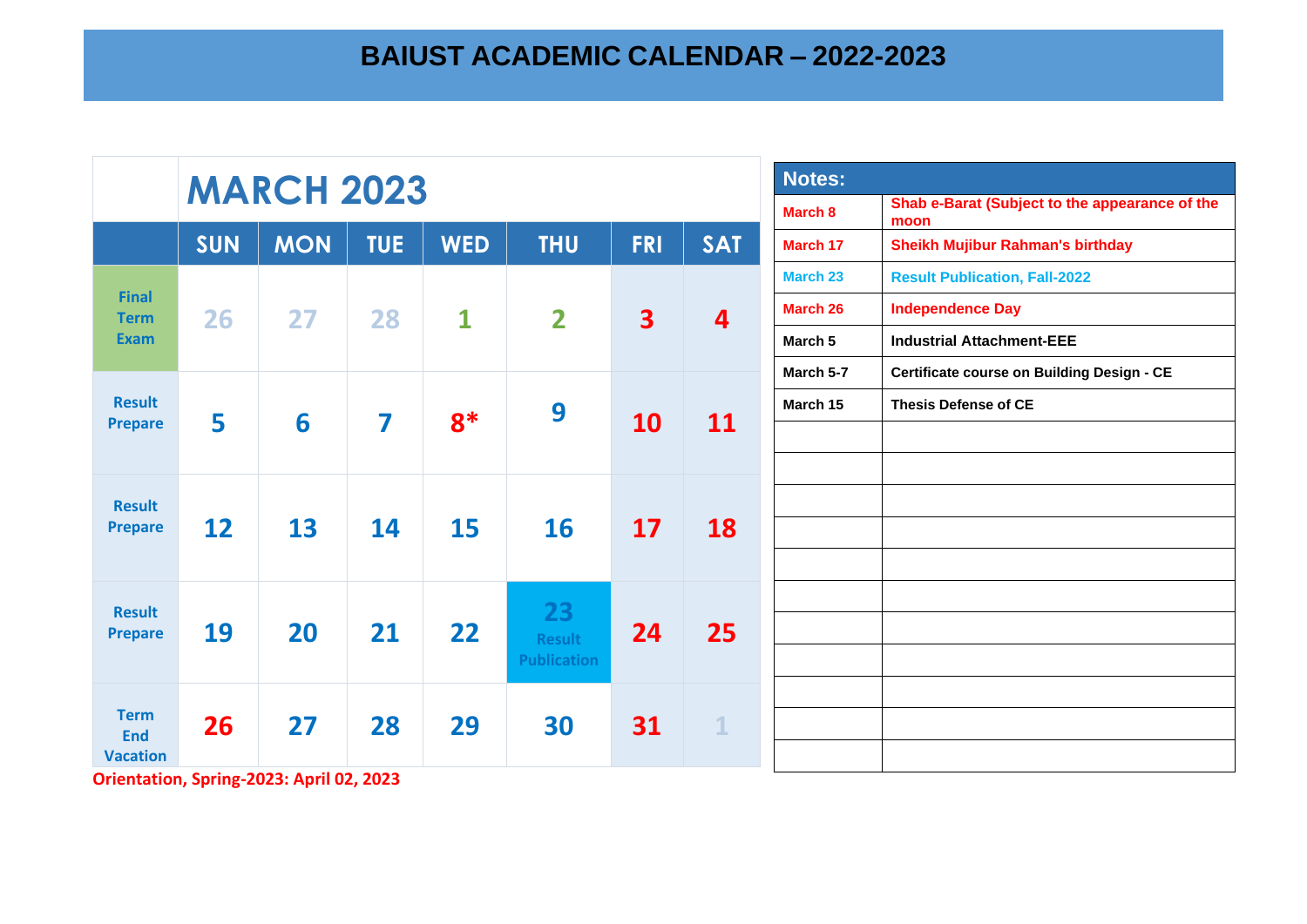# BAIUST ACADEMIC CALENDAR – 2022-2023

## MARCH 2023

| | SUN | MON | TUE | WED | THU | FRI | SAT |
|---|---|---|---|---|---|---|---|
| Final Term Exam | 26 | 27 | 28 | 1 | 2 | 3 | 4 |
| Result Prepare | 5 | 6 | 7 | 8* | 9 | 10 | 11 |
| Result Prepare | 12 | 13 | 14 | 15 | 16 | 17 | 18 |
| Result Prepare | 19 | 20 | 21 | 22 | 23 Result Publication | 24 | 25 |
| Term End Vacation | 26 | 27 | 28 | 29 | 30 | 31 | 1 |

Orientation, Spring-2023: April 02, 2023

| Notes: | |
|---|---|
| March 8 | Shab e-Barat (Subject to the appearance of the moon |
| March 17 | Sheikh Mujibur Rahman's birthday |
| March 23 | Result Publication, Fall-2022 |
| March 26 | Independence Day |
| March 5 | Industrial Attachment-EEE |
| March 5-7 | Certificate course on Building Design - CE |
| March 15 | Thesis Defense of CE |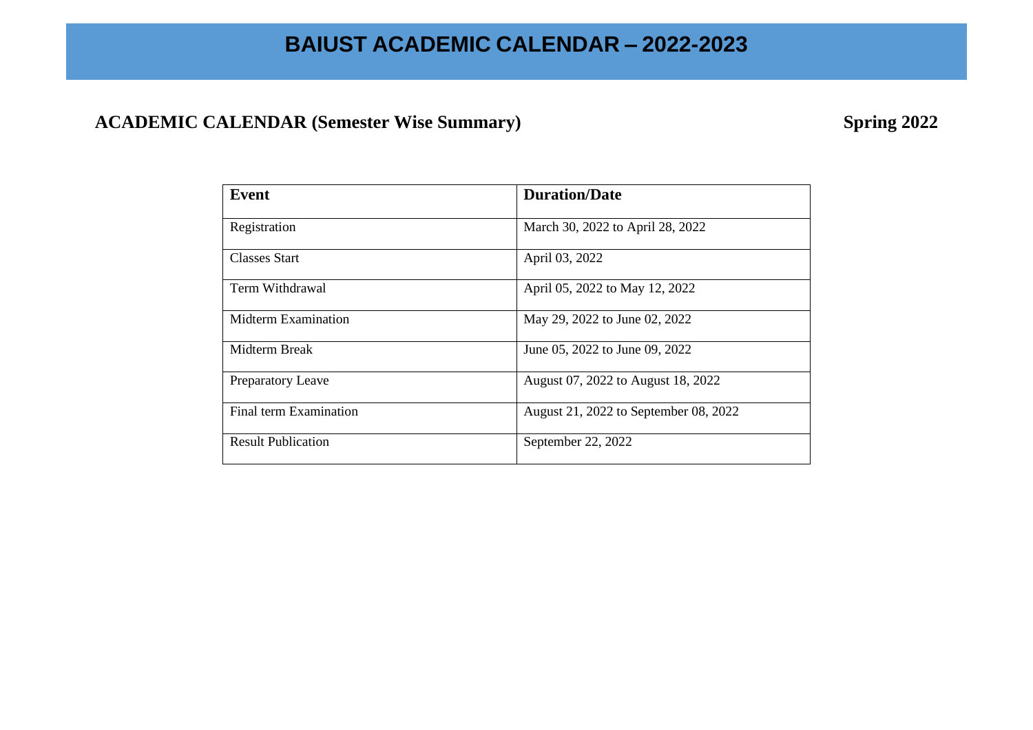# BAIUST ACADEMIC CALENDAR – 2022-2023

## ACADEMIC CALENDAR (Semester Wise Summary)

**Spring 2022**

| Event | Duration/Date |
|---|---|
| Registration | March 30, 2022 to April 28, 2022 |
| Classes Start | April 03, 2022 |
| Term Withdrawal | April 05, 2022 to May 12, 2022 |
| Midterm Examination | May 29, 2022 to June 02, 2022 |
| Midterm Break | June 05, 2022 to June 09, 2022 |
| Preparatory Leave | August 07, 2022 to August 18, 2022 |
| Final term Examination | August 21, 2022 to September 08, 2022 |
| Result Publication | September 22, 2022 |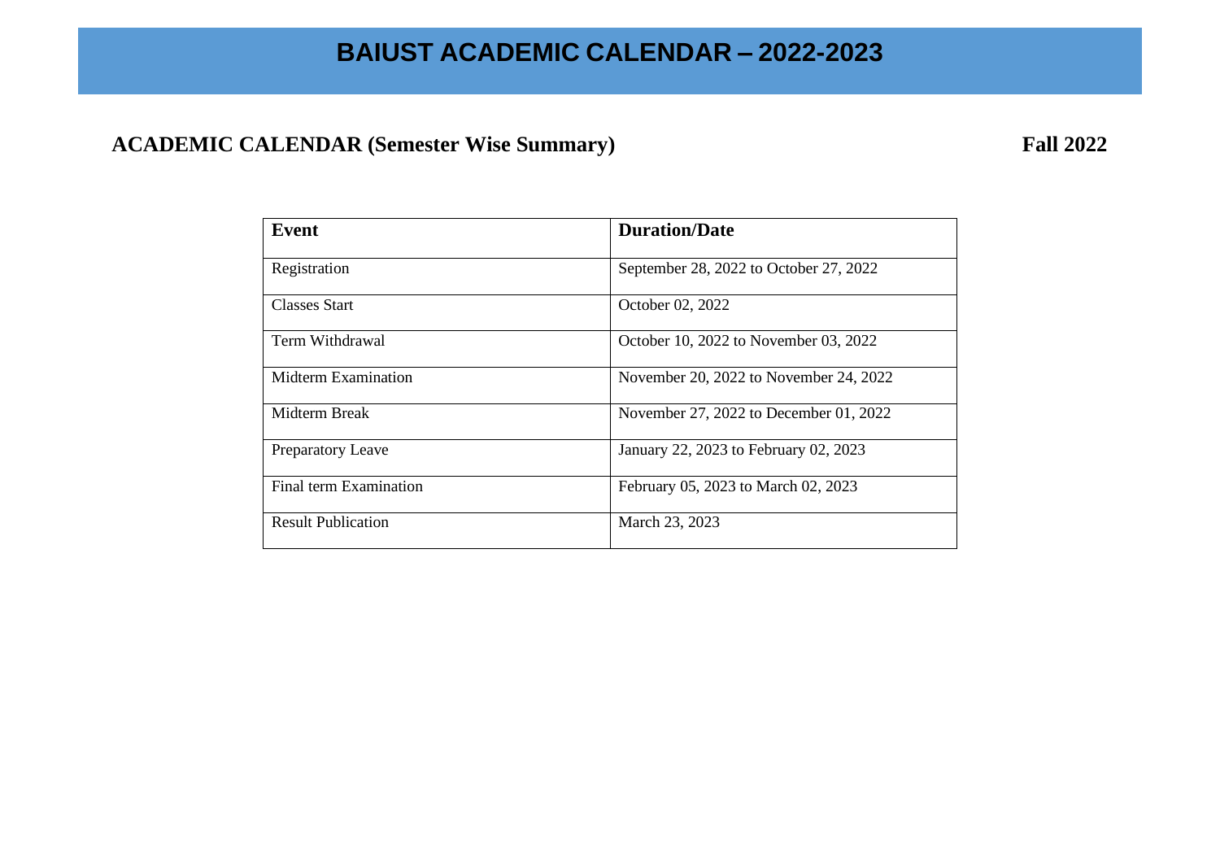# BAIUST ACADEMIC CALENDAR – 2022-2023

## ACADEMIC CALENDAR (Semester Wise Summary) Fall 2022

| Event | Duration/Date |
|---|---|
| Registration | September 28, 2022 to October 27, 2022 |
| Classes Start | October 02, 2022 |
| Term Withdrawal | October 10, 2022 to November 03, 2022 |
| Midterm Examination | November 20, 2022 to November 24, 2022 |
| Midterm Break | November 27, 2022 to December 01, 2022 |
| Preparatory Leave | January 22, 2023 to February 02, 2023 |
| Final term Examination | February 05, 2023 to March 02, 2023 |
| Result Publication | March 23, 2023 |